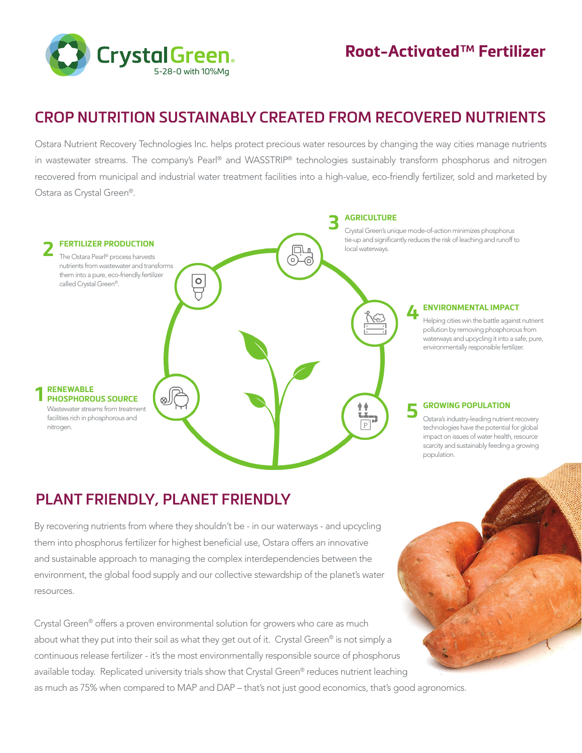CrystalGreen®

5-28-0 with 10%Mg

# Root-Activated™ Fertilizer

## CROP NUTRITION SUSTAINABLY CREATED FROM RECOVERED NUTRIENTS

Ostara Nutrient Recovery Technologies Inc. helps protect precious water resources by changing the way cities manage nutrients in wastewater streams. The company's Pearl® and WASSTRIP® technologies sustainably transform phosphorus and nitrogen recovered from municipal and industrial water treatment facilities into a high-value, eco-friendly fertilizer, sold and marketed by Ostara as Crystal Green®.

**1 RENEWABLE PHOSPHOROUS SOURCE**
Wastewater streams from treatment facilities rich in phosphorous and nitrogen.

**2 FERTILIZER PRODUCTION**
The Ostara Pearl® process harvests nutrients from wastewater and transforms them into a pure, eco-friendly fertilizer called Crystal Green®.

**3 AGRICULTURE**
Crystal Green's unique mode-of-action minimizes phosphorus tie-up and significantly reduces the risk of leaching and runoff to local waterways.

**4 ENVIRONMENTAL IMPACT**
Helping cities win the battle against nutrient pollution by removing phosphorous from waterways and upcycling it into a safe, pure, environmentally responsible fertilizer.

**5 GROWING POPULATION**
Ostara's industry-leading nutrient recovery technologies have the potential for global impact on issues of water health, resource scarcity and sustainably feeding a growing population.

## PLANT FRIENDLY, PLANET FRIENDLY

By recovering nutrients from where they shouldn't be - in our waterways - and upcycling them into phosphorus fertilizer for highest beneficial use, Ostara offers an innovative and sustainable approach to managing the complex interdependencies between the environment, the global food supply and our collective stewardship of the planet's water resources.

Crystal Green® offers a proven environmental solution for growers who care as much about what they put into their soil as what they get out of it. Crystal Green® is not simply a continuous release fertilizer - it's the most environmentally responsible source of phosphorus available today. Replicated university trials show that Crystal Green® reduces nutrient leaching as much as 75% when compared to MAP and DAP – that's not just good economics, that's good agronomics.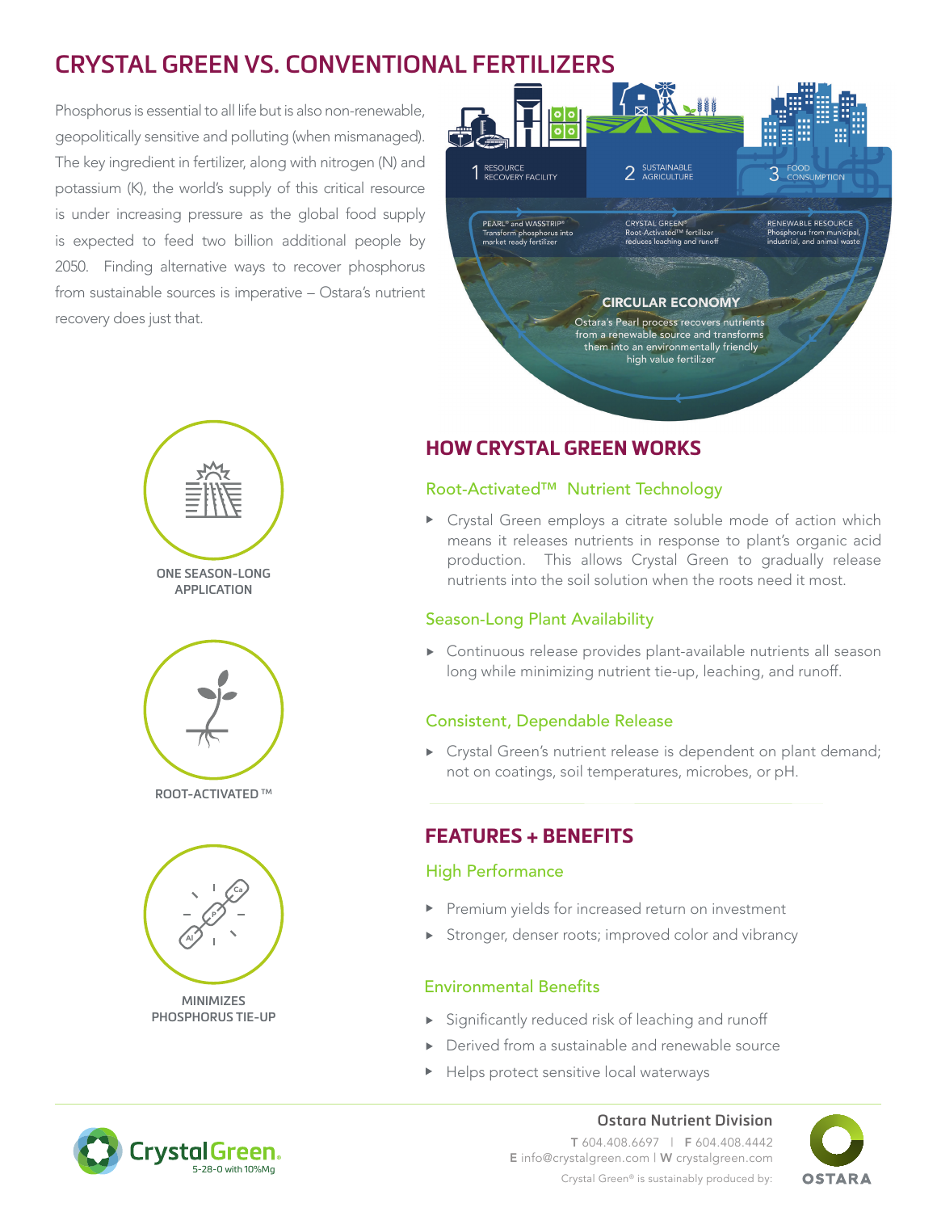# CRYSTAL GREEN VS. CONVENTIONAL FERTILIZERS

Phosphorus is essential to all life but is also non-renewable, geopolitically sensitive and polluting (when mismanaged). The key ingredient in fertilizer, along with nitrogen (N) and potassium (K), the world's supply of this critical resource is under increasing pressure as the global food supply is expected to feed two billion additional people by 2050. Finding alternative ways to recover phosphorus from sustainable sources is imperative – Ostara's nutrient recovery does just that.

1 RESOURCE RECOVERY FACILITY

2 SUSTAINABLE AGRICULTURE

3 FOOD CONSUMPTION

PEARL® and WASSTRIP® Transform phosphorus into market ready fertilizer

CRYSTAL GREEN® Root-Activated™ fertilizer reduces leaching and runoff

RENEWABLE RESOURCE Phosphorus from municipal, industrial, and animal waste

CIRCULAR ECONOMY

Ostara's Pearl process recovers nutrients from a renewable source and transforms them into an environmentally friendly high value fertilizer

ONE SEASON-LONG APPLICATION

ROOT-ACTIVATED™

MINIMIZES PHOSPHORUS TIE-UP

## HOW CRYSTAL GREEN WORKS

### Root-Activated™ Nutrient Technology

- Crystal Green employs a citrate soluble mode of action which means it releases nutrients in response to plant's organic acid production. This allows Crystal Green to gradually release nutrients into the soil solution when the roots need it most.

### Season-Long Plant Availability

- Continuous release provides plant-available nutrients all season long while minimizing nutrient tie-up, leaching, and runoff.

### Consistent, Dependable Release

- Crystal Green's nutrient release is dependent on plant demand; not on coatings, soil temperatures, microbes, or pH.

## FEATURES + BENEFITS

### High Performance

- Premium yields for increased return on investment
- Stronger, denser roots; improved color and vibrancy

### Environmental Benefits

- Significantly reduced risk of leaching and runoff
- Derived from a sustainable and renewable source
- Helps protect sensitive local waterways

CrystalGreen® 5-28-0 with 10%Mg

**Ostara Nutrient Division**

T 604.408.6697 | F 604.408.4442
E info@crystalgreen.com | W crystalgreen.com

Crystal Green® is sustainably produced by: OSTARA